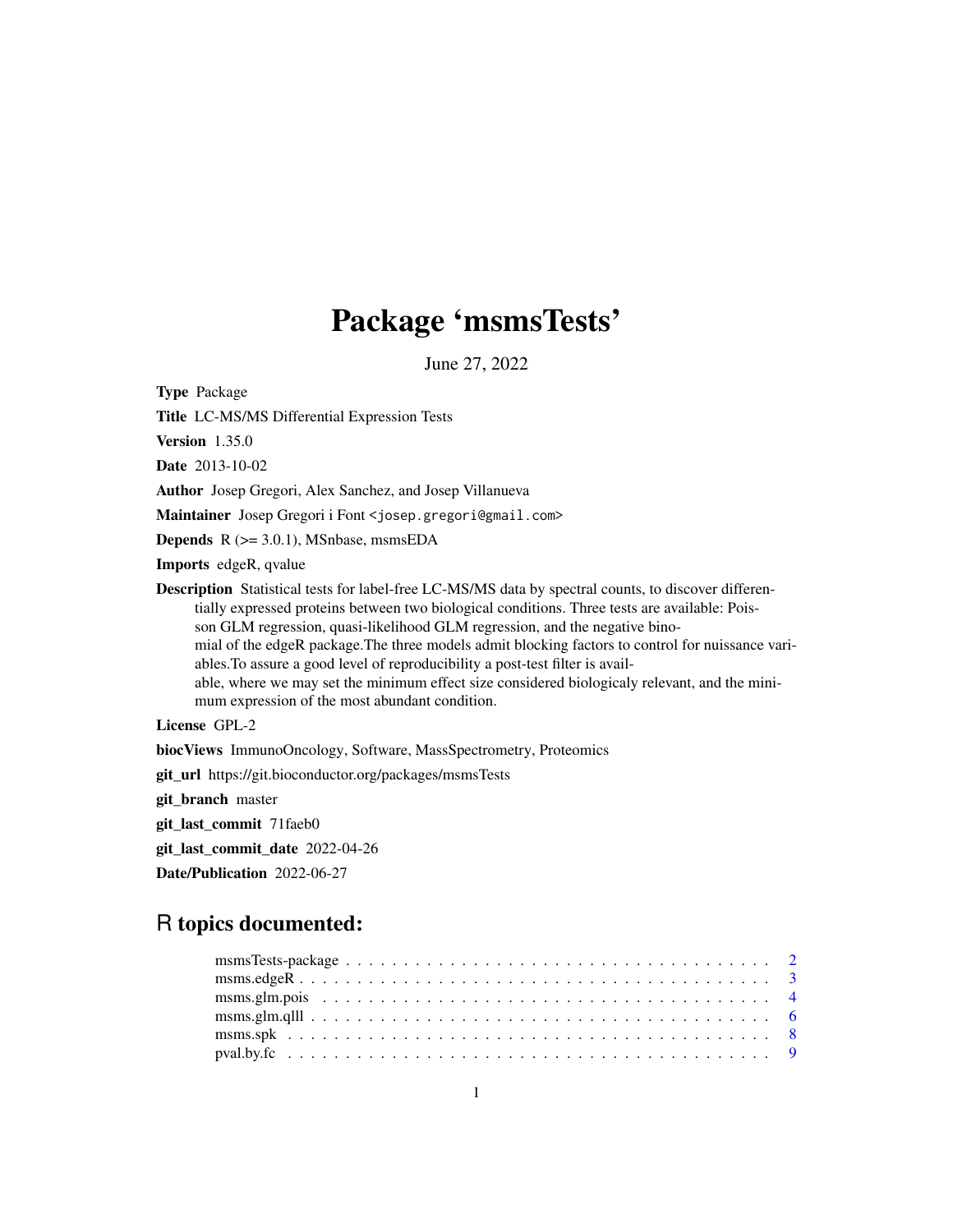# Package 'msmsTests'

June 27, 2022

**Type** Package

**Title** LC-MS/MS Differential Expression Tests

**Version** 1.35.0

**Date** 2013-10-02

**Author** Josep Gregori, Alex Sanchez, and Josep Villanueva

**Maintainer** Josep Gregori i Font <josep.gregori@gmail.com>

**Depends** R (>= 3.0.1), MSnbase, msmsEDA

**Imports** edgeR, qvalue

**Description** Statistical tests for label-free LC-MS/MS data by spectral counts, to discover differentially expressed proteins between two biological conditions. Three tests are available: Poisson GLM regression, quasi-likelihood GLM regression, and the negative binomial of the edgeR package.The three models admit blocking factors to control for nuissance variables.To assure a good level of reproducibility a post-test filter is available, where we may set the minimum effect size considered biologicaly relevant, and the minimum expression of the most abundant condition.

**License** GPL-2

**biocViews** ImmunoOncology, Software, MassSpectrometry, Proteomics

**git_url** https://git.bioconductor.org/packages/msmsTests

**git_branch** master

**git_last_commit** 71faeb0

**git_last_commit_date** 2022-04-26

**Date/Publication** 2022-06-27

## R topics documented:

- msmsTests-package . . . . . . . . . . . . . . . . . . . . . . . . . . . . . . . . . . . . 2
- msms.edgeR . . . . . . . . . . . . . . . . . . . . . . . . . . . . . . . . . . . . . . . . 3
- msms.glm.pois . . . . . . . . . . . . . . . . . . . . . . . . . . . . . . . . . . . . . . 4
- msms.glm.qlll . . . . . . . . . . . . . . . . . . . . . . . . . . . . . . . . . . . . . . . 6
- msms.spk . . . . . . . . . . . . . . . . . . . . . . . . . . . . . . . . . . . . . . . . . 8
- pval.by.fc . . . . . . . . . . . . . . . . . . . . . . . . . . . . . . . . . . . . . . . . . 9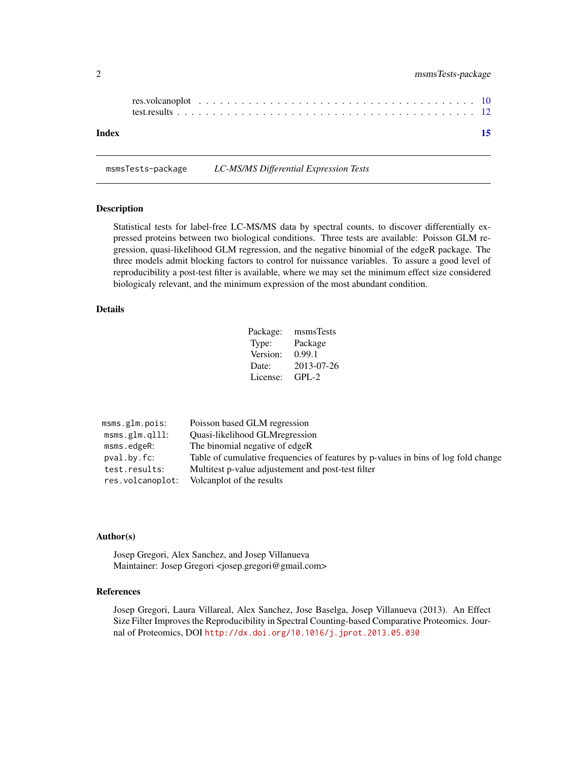res.volcanoplot . . . . . . . . . . . . . . . . . . . . . . . . . . . . . . . . . . . . 10
test.results . . . . . . . . . . . . . . . . . . . . . . . . . . . . . . . . . . . . . . 12

**Index** **15**

---

msmsTests-package    *LC-MS/MS Differential Expression Tests*

---

## Description

Statistical tests for label-free LC-MS/MS data by spectral counts, to discover differentially expressed proteins between two biological conditions. Three tests are available: Poisson GLM regression, quasi-likelihood GLM regression, and the negative binomial of the edgeR package. The three models admit blocking factors to control for nuissance variables. To assure a good level of reproducibility a post-test filter is available, where we may set the minimum effect size considered biologicaly relevant, and the minimum expression of the most abundant condition.

## Details

| | |
|---|---|
| Package: | msmsTests |
| Type: | Package |
| Version: | 0.99.1 |
| Date: | 2013-07-26 |
| License: | GPL-2 |

| | |
|---|---|
| `msms.glm.pois`: | Poisson based GLM regression |
| `msms.glm.qlll`: | Quasi-likelihood GLMregression |
| `msms.edgeR`: | The binomial negative of edgeR |
| `pval.by.fc`: | Table of cumulative frequencies of features by p-values in bins of log fold change |
| `test.results`: | Multitest p-value adjustement and post-test filter |
| `res.volcanoplot`: | Volcanplot of the results |

## Author(s)

Josep Gregori, Alex Sanchez, and Josep Villanueva
Maintainer: Josep Gregori <josep.gregori@gmail.com>

## References

Josep Gregori, Laura Villareal, Alex Sanchez, Jose Baselga, Josep Villanueva (2013). An Effect Size Filter Improves the Reproducibility in Spectral Counting-based Comparative Proteomics. Journal of Proteomics, DOI `http://dx.doi.org/10.1016/j.jprot.2013.05.030`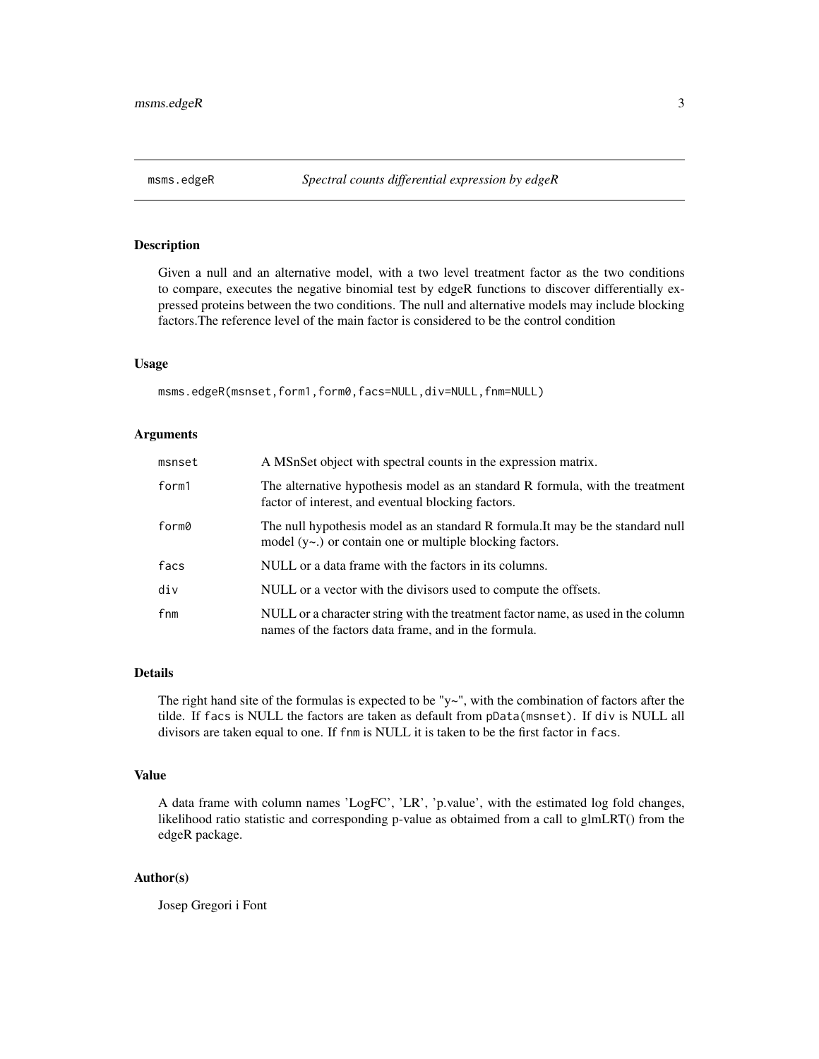msms.edgeR *Spectral counts differential expression by edgeR*

## Description

Given a null and an alternative model, with a two level treatment factor as the two conditions to compare, executes the negative binomial test by edgeR functions to discover differentially expressed proteins between the two conditions. The null and alternative models may include blocking factors.The reference level of the main factor is considered to be the control condition

## Usage

```
msms.edgeR(msnset,form1,form0,facs=NULL,div=NULL,fnm=NULL)
```

## Arguments

| | |
|---|---|
| `msnset` | A MSnSet object with spectral counts in the expression matrix. |
| `form1` | The alternative hypothesis model as an standard R formula, with the treatment factor of interest, and eventual blocking factors. |
| `form0` | The null hypothesis model as an standard R formula.It may be the standard null model (y~.) or contain one or multiple blocking factors. |
| `facs` | NULL or a data frame with the factors in its columns. |
| `div` | NULL or a vector with the divisors used to compute the offsets. |
| `fnm` | NULL or a character string with the treatment factor name, as used in the column names of the factors data frame, and in the formula. |

## Details

The right hand site of the formulas is expected to be "y~", with the combination of factors after the tilde. If `facs` is NULL the factors are taken as default from `pData(msnset)`. If `div` is NULL all divisors are taken equal to one. If `fnm` is NULL it is taken to be the first factor in `facs`.

## Value

A data frame with column names 'LogFC', 'LR', 'p.value', with the estimated log fold changes, likelihood ratio statistic and corresponding p-value as obtaimed from a call to glmLRT() from the edgeR package.

## Author(s)

Josep Gregori i Font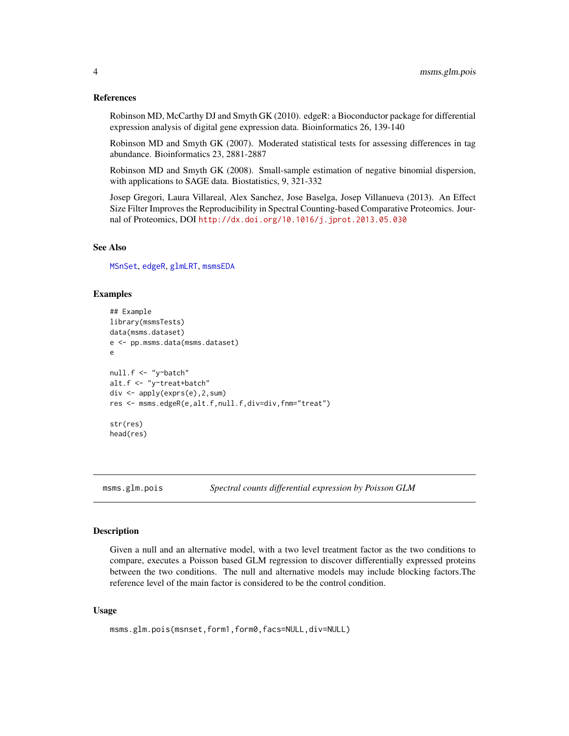### References

Robinson MD, McCarthy DJ and Smyth GK (2010). edgeR: a Bioconductor package for differential expression analysis of digital gene expression data. Bioinformatics 26, 139-140

Robinson MD and Smyth GK (2007). Moderated statistical tests for assessing differences in tag abundance. Bioinformatics 23, 2881-2887

Robinson MD and Smyth GK (2008). Small-sample estimation of negative binomial dispersion, with applications to SAGE data. Biostatistics, 9, 321-332

Josep Gregori, Laura Villareal, Alex Sanchez, Jose Baselga, Josep Villanueva (2013). An Effect Size Filter Improves the Reproducibility in Spectral Counting-based Comparative Proteomics. Journal of Proteomics, DOI http://dx.doi.org/10.1016/j.jprot.2013.05.030

### See Also

MSnSet, edgeR, glmLRT, msmsEDA

### Examples

```
## Example
library(msmsTests)
data(msms.dataset)
e <- pp.msms.data(msms.dataset)
e

null.f <- "y~batch"
alt.f <- "y~treat+batch"
div <- apply(exprs(e),2,sum)
res <- msms.edgeR(e,alt.f,null.f,div=div,fnm="treat")

str(res)
head(res)
```

---

## msms.glm.pois &nbsp;&nbsp;&nbsp; *Spectral counts differential expression by Poisson GLM*

### Description

Given a null and an alternative model, with a two level treatment factor as the two conditions to compare, executes a Poisson based GLM regression to discover differentially expressed proteins between the two conditions. The null and alternative models may include blocking factors.The reference level of the main factor is considered to be the control condition.

### Usage

```
msms.glm.pois(msnset,form1,form0,facs=NULL,div=NULL)
```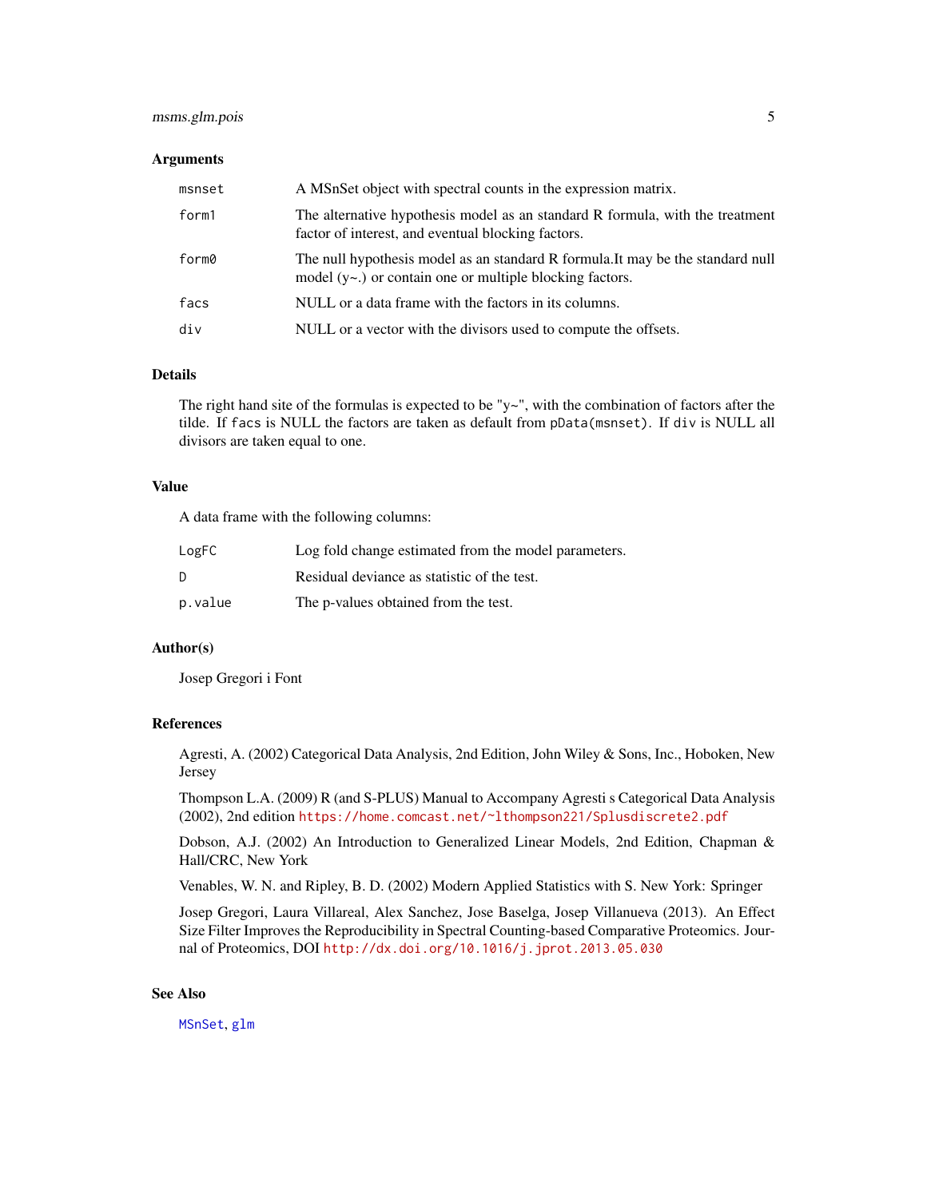### Arguments

| | |
|---|---|
| `msnset` | A MSnSet object with spectral counts in the expression matrix. |
| `form1` | The alternative hypothesis model as an standard R formula, with the treatment factor of interest, and eventual blocking factors. |
| `form0` | The null hypothesis model as an standard R formula.It may be the standard null model (y~.) or contain one or multiple blocking factors. |
| `facs` | NULL or a data frame with the factors in its columns. |
| `div` | NULL or a vector with the divisors used to compute the offsets. |

### Details

The right hand site of the formulas is expected to be "y~", with the combination of factors after the tilde. If `facs` is NULL the factors are taken as default from `pData(msnset)`. If `div` is NULL all divisors are taken equal to one.

### Value

A data frame with the following columns:

| | |
|---|---|
| `LogFC` | Log fold change estimated from the model parameters. |
| `D` | Residual deviance as statistic of the test. |
| `p.value` | The p-values obtained from the test. |

### Author(s)

Josep Gregori i Font

### References

Agresti, A. (2002) Categorical Data Analysis, 2nd Edition, John Wiley & Sons, Inc., Hoboken, New Jersey

Thompson L.A. (2009) R (and S-PLUS) Manual to Accompany Agresti s Categorical Data Analysis (2002), 2nd edition https://home.comcast.net/~lthompson221/Splusdiscrete2.pdf

Dobson, A.J. (2002) An Introduction to Generalized Linear Models, 2nd Edition, Chapman & Hall/CRC, New York

Venables, W. N. and Ripley, B. D. (2002) Modern Applied Statistics with S. New York: Springer

Josep Gregori, Laura Villareal, Alex Sanchez, Jose Baselga, Josep Villanueva (2013). An Effect Size Filter Improves the Reproducibility in Spectral Counting-based Comparative Proteomics. Journal of Proteomics, DOI http://dx.doi.org/10.1016/j.jprot.2013.05.030

### See Also

`MSnSet`, `glm`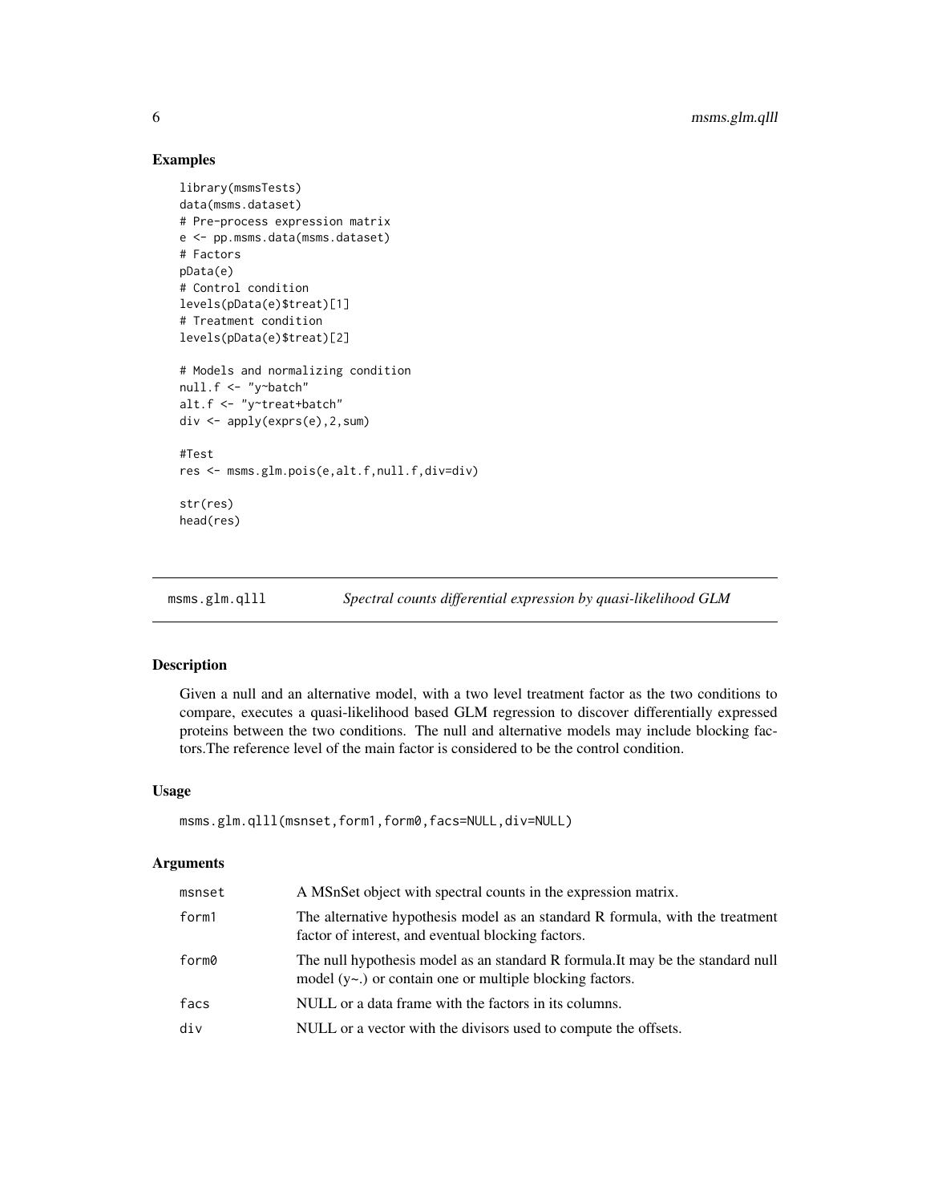## Examples

```
library(msmsTests)
data(msms.dataset)
# Pre-process expression matrix
e <- pp.msms.data(msms.dataset)
# Factors
pData(e)
# Control condition
levels(pData(e)$treat)[1]
# Treatment condition
levels(pData(e)$treat)[2]

# Models and normalizing condition
null.f <- "y~batch"
alt.f <- "y~treat+batch"
div <- apply(exprs(e),2,sum)

#Test
res <- msms.glm.pois(e,alt.f,null.f,div=div)

str(res)
head(res)
```

---

# msms.glm.qlll — *Spectral counts differential expression by quasi-likelihood GLM*

## Description

Given a null and an alternative model, with a two level treatment factor as the two conditions to compare, executes a quasi-likelihood based GLM regression to discover differentially expressed proteins between the two conditions. The null and alternative models may include blocking factors.The reference level of the main factor is considered to be the control condition.

## Usage

```
msms.glm.qlll(msnset,form1,form0,facs=NULL,div=NULL)
```

## Arguments

| | |
|---|---|
| msnset | A MSnSet object with spectral counts in the expression matrix. |
| form1 | The alternative hypothesis model as an standard R formula, with the treatment factor of interest, and eventual blocking factors. |
| form0 | The null hypothesis model as an standard R formula.It may be the standard null model (y~.) or contain one or multiple blocking factors. |
| facs | NULL or a data frame with the factors in its columns. |
| div | NULL or a vector with the divisors used to compute the offsets. |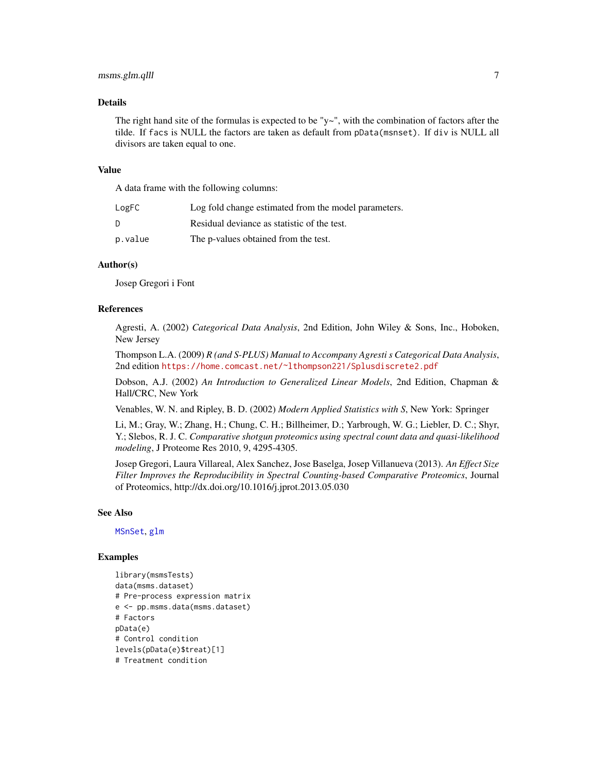### Details

The right hand site of the formulas is expected to be "y~", with the combination of factors after the tilde. If `facs` is NULL the factors are taken as default from `pData(msnset)`. If `div` is NULL all divisors are taken equal to one.

### Value

A data frame with the following columns:

| | |
|---|---|
| `LogFC` | Log fold change estimated from the model parameters. |
| `D` | Residual deviance as statistic of the test. |
| `p.value` | The p-values obtained from the test. |

### Author(s)

Josep Gregori i Font

### References

Agresti, A. (2002) *Categorical Data Analysis*, 2nd Edition, John Wiley & Sons, Inc., Hoboken, New Jersey

Thompson L.A. (2009) *R (and S-PLUS) Manual to Accompany Agresti s Categorical Data Analysis*, 2nd edition https://home.comcast.net/~lthompson221/Splusdiscrete2.pdf

Dobson, A.J. (2002) *An Introduction to Generalized Linear Models*, 2nd Edition, Chapman & Hall/CRC, New York

Venables, W. N. and Ripley, B. D. (2002) *Modern Applied Statistics with S*, New York: Springer

Li, M.; Gray, W.; Zhang, H.; Chung, C. H.; Billheimer, D.; Yarbrough, W. G.; Liebler, D. C.; Shyr, Y.; Slebos, R. J. C. *Comparative shotgun proteomics using spectral count data and quasi-likelihood modeling*, J Proteome Res 2010, 9, 4295-4305.

Josep Gregori, Laura Villareal, Alex Sanchez, Jose Baselga, Josep Villanueva (2013). *An Effect Size Filter Improves the Reproducibility in Spectral Counting-based Comparative Proteomics*, Journal of Proteomics, http://dx.doi.org/10.1016/j.jprot.2013.05.030

### See Also

`MSnSet`, `glm`

### Examples

```
library(msmsTests)
data(msms.dataset)
# Pre-process expression matrix
e <- pp.msms.data(msms.dataset)
# Factors
pData(e)
# Control condition
levels(pData(e)$treat)[1]
# Treatment condition
```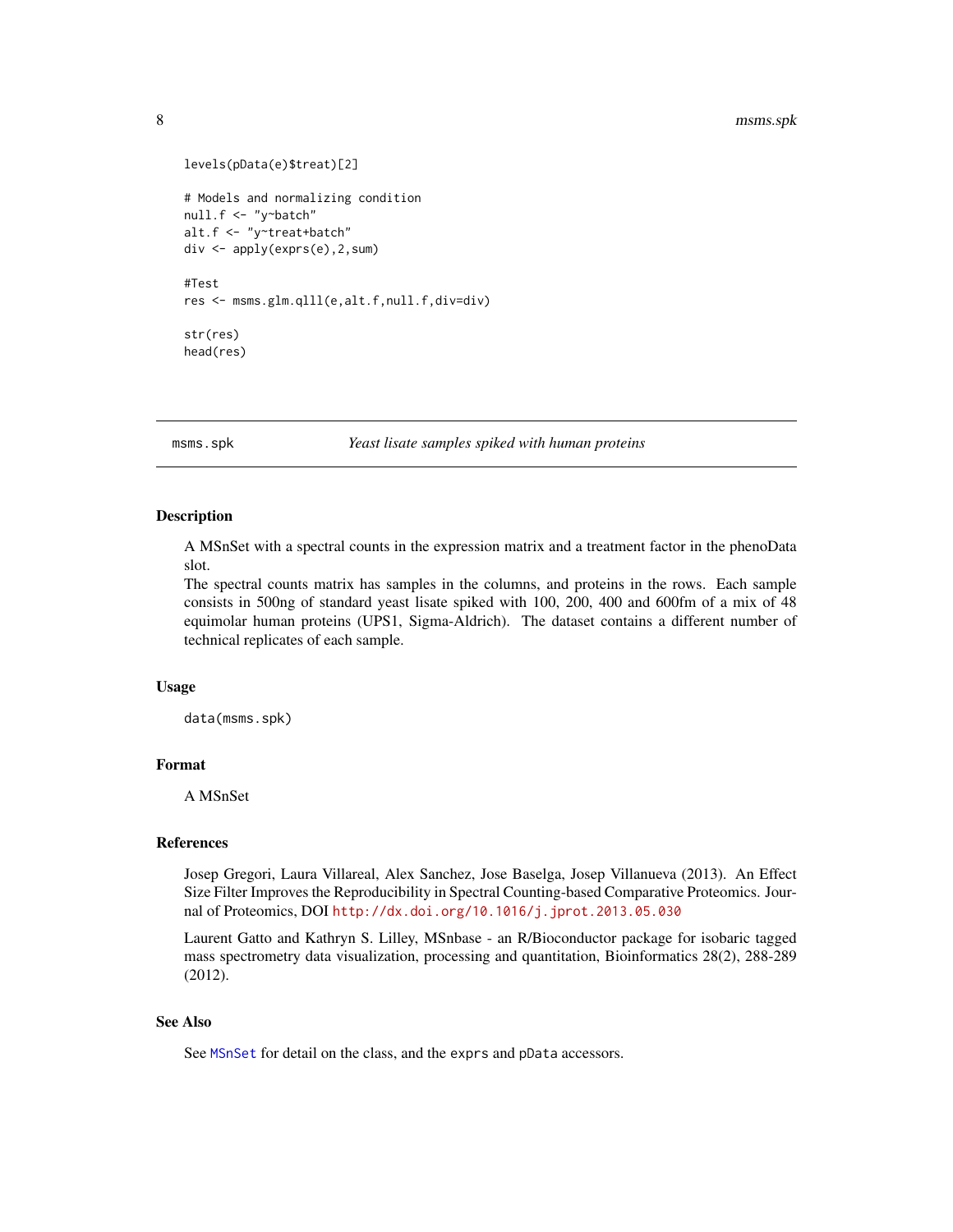```
levels(pData(e)$treat)[2]

# Models and normalizing condition
null.f <- "y~batch"
alt.f <- "y~treat+batch"
div <- apply(exprs(e),2,sum)

#Test
res <- msms.glm.qlll(e,alt.f,null.f,div=div)

str(res)
head(res)
```

---

## msms.spk — *Yeast lisate samples spiked with human proteins*

### Description

A MSnSet with a spectral counts in the expression matrix and a treatment factor in the phenoData slot.

The spectral counts matrix has samples in the columns, and proteins in the rows. Each sample consists in 500ng of standard yeast lisate spiked with 100, 200, 400 and 600fm of a mix of 48 equimolar human proteins (UPS1, Sigma-Aldrich). The dataset contains a different number of technical replicates of each sample.

### Usage

```
data(msms.spk)
```

### Format

A MSnSet

### References

Josep Gregori, Laura Villareal, Alex Sanchez, Jose Baselga, Josep Villanueva (2013). An Effect Size Filter Improves the Reproducibility in Spectral Counting-based Comparative Proteomics. Journal of Proteomics, DOI http://dx.doi.org/10.1016/j.jprot.2013.05.030

Laurent Gatto and Kathryn S. Lilley, MSnbase - an R/Bioconductor package for isobaric tagged mass spectrometry data visualization, processing and quantitation, Bioinformatics 28(2), 288-289 (2012).

### See Also

See MSnSet for detail on the class, and the exprs and pData accessors.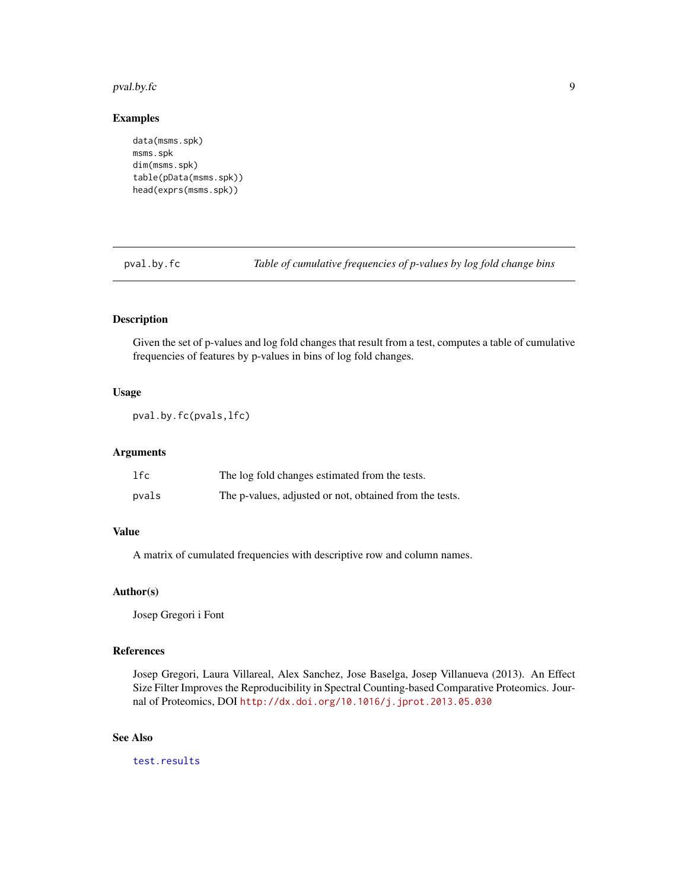## Examples

```
data(msms.spk)
msms.spk
dim(msms.spk)
table(pData(msms.spk))
head(exprs(msms.spk))
```

---

## pval.by.fc — *Table of cumulative frequencies of p-values by log fold change bins*

---

### Description

Given the set of p-values and log fold changes that result from a test, computes a table of cumulative frequencies of features by p-values in bins of log fold changes.

### Usage

```
pval.by.fc(pvals,lfc)
```

### Arguments

| | |
|---|---|
| `lfc` | The log fold changes estimated from the tests. |
| `pvals` | The p-values, adjusted or not, obtained from the tests. |

### Value

A matrix of cumulated frequencies with descriptive row and column names.

### Author(s)

Josep Gregori i Font

### References

Josep Gregori, Laura Villareal, Alex Sanchez, Jose Baselga, Josep Villanueva (2013). An Effect Size Filter Improves the Reproducibility in Spectral Counting-based Comparative Proteomics. Journal of Proteomics, DOI http://dx.doi.org/10.1016/j.jprot.2013.05.030

### See Also

`test.results`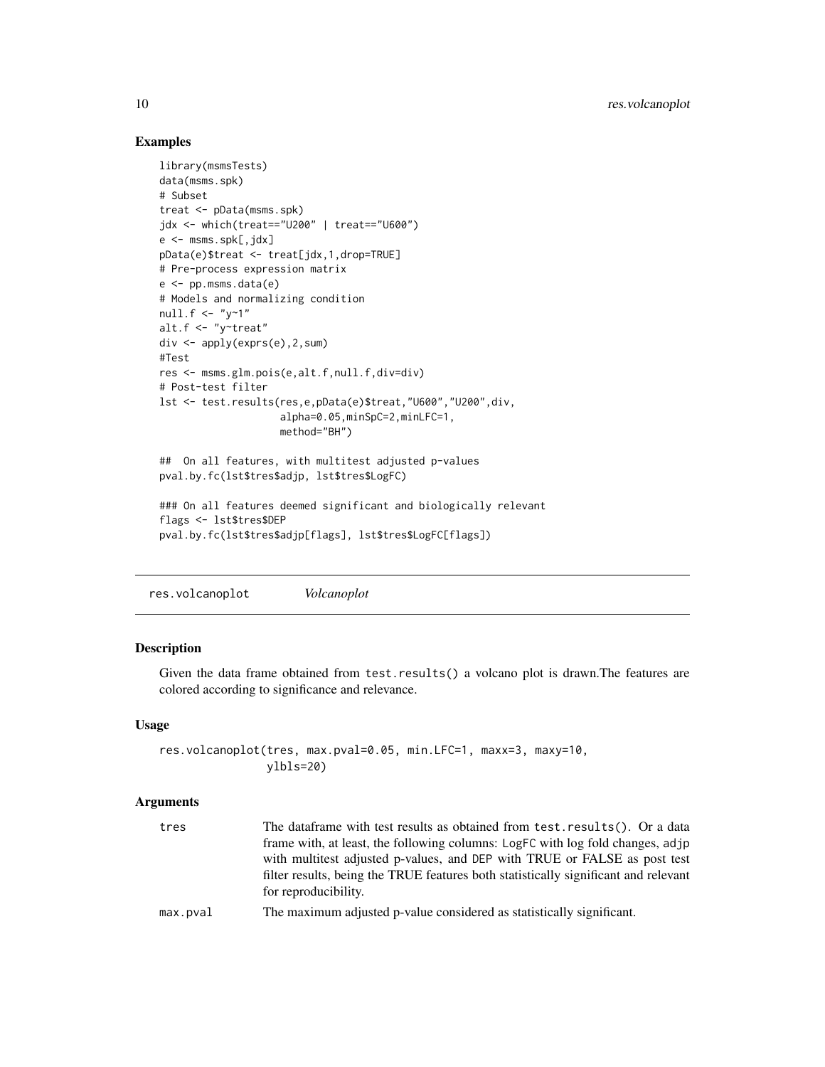## Examples

```
library(msmsTests)
data(msms.spk)
# Subset
treat <- pData(msms.spk)
jdx <- which(treat=="U200" | treat=="U600")
e <- msms.spk[,jdx]
pData(e)$treat <- treat[jdx,1,drop=TRUE]
# Pre-process expression matrix
e <- pp.msms.data(e)
# Models and normalizing condition
null.f <- "y~1"
alt.f <- "y~treat"
div <- apply(exprs(e),2,sum)
#Test
res <- msms.glm.pois(e,alt.f,null.f,div=div)
# Post-test filter
lst <- test.results(res,e,pData(e)$treat,"U600","U200",div,
                    alpha=0.05,minSpC=2,minLFC=1,
                    method="BH")

##  On all features, with multitest adjusted p-values
pval.by.fc(lst$tres$adjp, lst$tres$LogFC)

### On all features deemed significant and biologically relevant
flags <- lst$tres$DEP
pval.by.fc(lst$tres$adjp[flags], lst$tres$LogFC[flags])
```

---

`res.volcanoplot` *Volcanoplot*

---

## Description

Given the data frame obtained from `test.results()` a volcano plot is drawn.The features are colored according to significance and relevance.

## Usage

```
res.volcanoplot(tres, max.pval=0.05, min.LFC=1, maxx=3, maxy=10,
                ylbls=20)
```

## Arguments

| | |
|---|---|
| `tres` | The dataframe with test results as obtained from `test.results()`. Or a data frame with, at least, the following columns: `LogFC` with log fold changes, `adjp` with multitest adjusted p-values, and `DEP` with TRUE or FALSE as post test filter results, being the TRUE features both statistically significant and relevant for reproducibility. |
| `max.pval` | The maximum adjusted p-value considered as statistically significant. |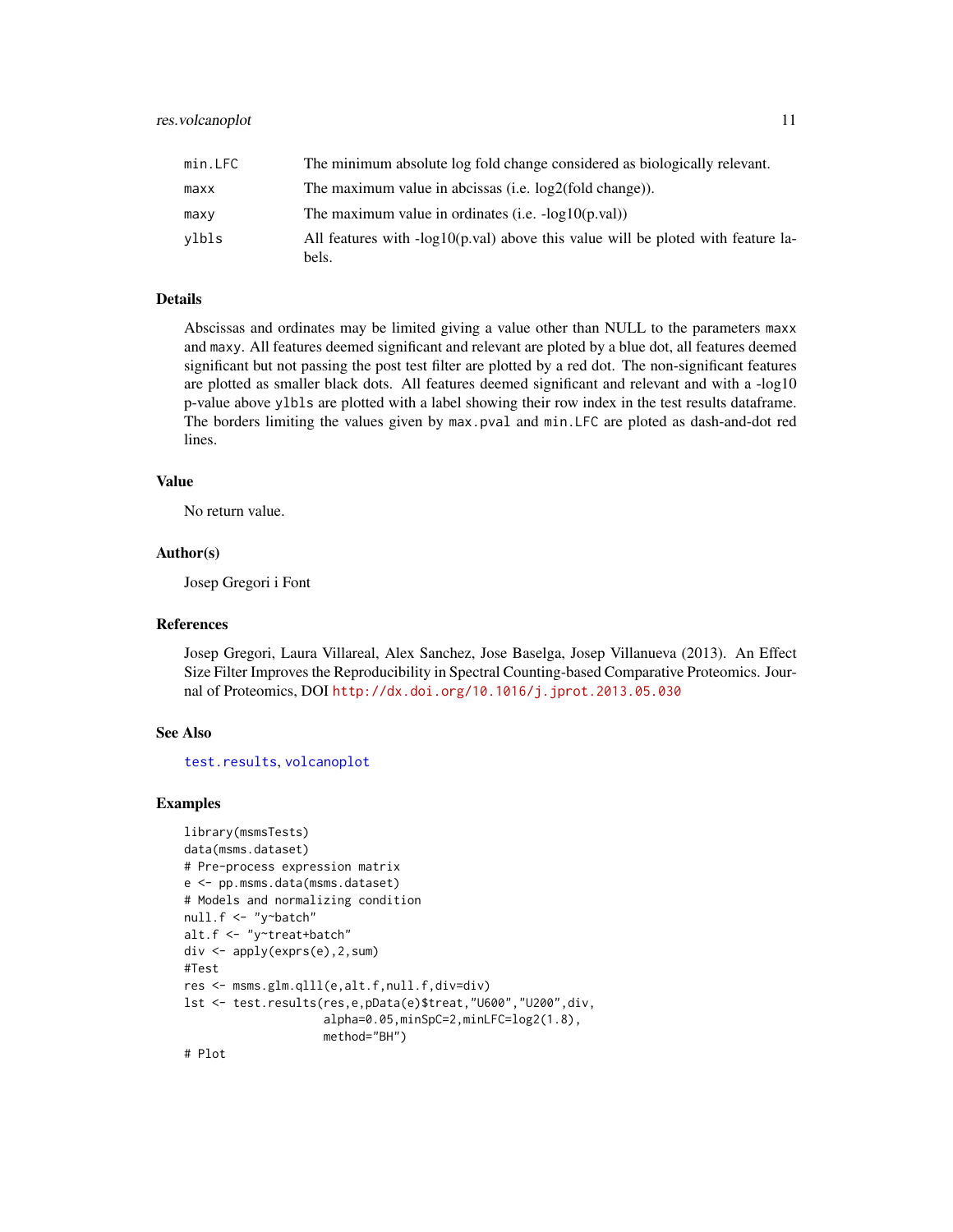| | |
|---|---|
| min.LFC | The minimum absolute log fold change considered as biologically relevant. |
| maxx | The maximum value in abcissas (i.e. log2(fold change)). |
| maxy | The maximum value in ordinates (i.e. -log10(p.val)) |
| ylbls | All features with -log10(p.val) above this value will be ploted with feature labels. |

## Details

Abscissas and ordinates may be limited giving a value other than NULL to the parameters maxx and maxy. All features deemed significant and relevant are ploted by a blue dot, all features deemed significant but not passing the post test filter are plotted by a red dot. The non-significant features are plotted as smaller black dots. All features deemed significant and relevant and with a -log10 p-value above ylbls are plotted with a label showing their row index in the test results dataframe. The borders limiting the values given by max.pval and min.LFC are ploted as dash-and-dot red lines.

## Value

No return value.

## Author(s)

Josep Gregori i Font

## References

Josep Gregori, Laura Villareal, Alex Sanchez, Jose Baselga, Josep Villanueva (2013). An Effect Size Filter Improves the Reproducibility in Spectral Counting-based Comparative Proteomics. Journal of Proteomics, DOI http://dx.doi.org/10.1016/j.jprot.2013.05.030

## See Also

test.results, volcanoplot

## Examples

```
library(msmsTests)
data(msms.dataset)
# Pre-process expression matrix
e <- pp.msms.data(msms.dataset)
# Models and normalizing condition
null.f <- "y~batch"
alt.f <- "y~treat+batch"
div <- apply(exprs(e),2,sum)
#Test
res <- msms.glm.qlll(e,alt.f,null.f,div=div)
lst <- test.results(res,e,pData(e)$treat,"U600","U200",div,
                    alpha=0.05,minSpC=2,minLFC=log2(1.8),
                    method="BH")
# Plot
```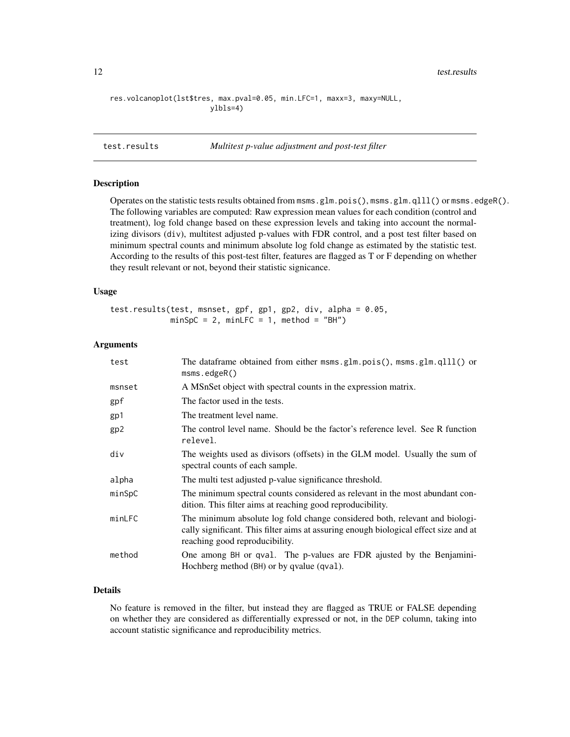```
res.volcanoplot(lst$tres, max.pval=0.05, min.LFC=1, maxx=3, maxy=NULL,
                    ylbls=4)
```

## test.results — *Multitest p-value adjustment and post-test filter*

### Description

Operates on the statistic tests results obtained from `msms.glm.pois()`, `msms.glm.qlll()` or `msms.edgeR()`. The following variables are computed: Raw expression mean values for each condition (control and treatment), log fold change based on these expression levels and taking into account the normalizing divisors (`div`), multitest adjusted p-values with FDR control, and a post test filter based on minimum spectral counts and minimum absolute log fold change as estimated by the statistic test. According to the results of this post-test filter, features are flagged as T or F depending on whether they result relevant or not, beyond their statistic signicance.

### Usage

```
test.results(test, msnset, gpf, gp1, gp2, div, alpha = 0.05,
             minSpC = 2, minLFC = 1, method = "BH")
```

### Arguments

| | |
|---|---|
| `test` | The dataframe obtained from either `msms.glm.pois()`, `msms.glm.qlll()` or `msms.edgeR()` |
| `msnset` | A MSnSet object with spectral counts in the expression matrix. |
| `gpf` | The factor used in the tests. |
| `gp1` | The treatment level name. |
| `gp2` | The control level name. Should be the factor's reference level. See R function `relevel`. |
| `div` | The weights used as divisors (offsets) in the GLM model. Usually the sum of spectral counts of each sample. |
| `alpha` | The multi test adjusted p-value significance threshold. |
| `minSpC` | The minimum spectral counts considered as relevant in the most abundant condition. This filter aims at reaching good reproducibility. |
| `minLFC` | The minimum absolute log fold change considered both, relevant and biologically significant. This filter aims at assuring enough biological effect size and at reaching good reproducibility. |
| `method` | One among `BH` or `qval`. The p-values are FDR ajusted by the Benjamini-Hochberg method (`BH`) or by qvalue (`qval`). |

### Details

No feature is removed in the filter, but instead they are flagged as TRUE or FALSE depending on whether they are considered as differentially expressed or not, in the `DEP` column, taking into account statistic significance and reproducibility metrics.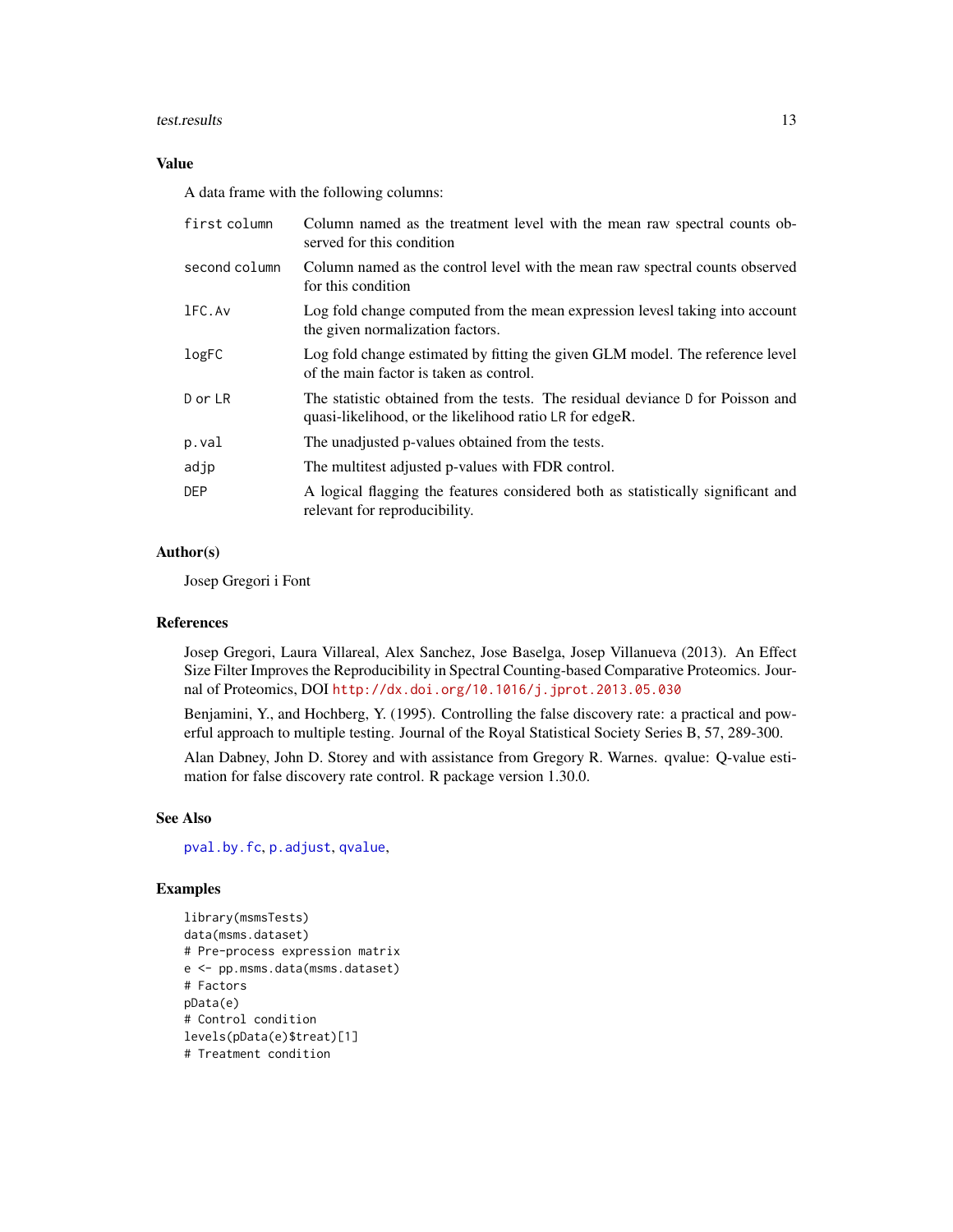### Value

A data frame with the following columns:

| | |
|---|---|
| first column | Column named as the treatment level with the mean raw spectral counts observed for this condition |
| second column | Column named as the control level with the mean raw spectral counts observed for this condition |
| `lFC.Av` | Log fold change computed from the mean expression levesl taking into account the given normalization factors. |
| `logFC` | Log fold change estimated by fitting the given GLM model. The reference level of the main factor is taken as control. |
| `D` or `LR` | The statistic obtained from the tests. The residual deviance `D` for Poisson and quasi-likelihood, or the likelihood ratio `LR` for edgeR. |
| `p.val` | The unadjusted p-values obtained from the tests. |
| `adjp` | The multitest adjusted p-values with FDR control. |
| `DEP` | A logical flagging the features considered both as statistically significant and relevant for reproducibility. |

### Author(s)

Josep Gregori i Font

### References

Josep Gregori, Laura Villareal, Alex Sanchez, Jose Baselga, Josep Villanueva (2013). An Effect Size Filter Improves the Reproducibility in Spectral Counting-based Comparative Proteomics. Journal of Proteomics, DOI http://dx.doi.org/10.1016/j.jprot.2013.05.030

Benjamini, Y., and Hochberg, Y. (1995). Controlling the false discovery rate: a practical and powerful approach to multiple testing. Journal of the Royal Statistical Society Series B, 57, 289-300.

Alan Dabney, John D. Storey and with assistance from Gregory R. Warnes. qvalue: Q-value estimation for false discovery rate control. R package version 1.30.0.

### See Also

`pval.by.fc`, `p.adjust`, `qvalue`,

### Examples

```
library(msmsTests)
data(msms.dataset)
# Pre-process expression matrix
e <- pp.msms.data(msms.dataset)
# Factors
pData(e)
# Control condition
levels(pData(e)$treat)[1]
# Treatment condition
```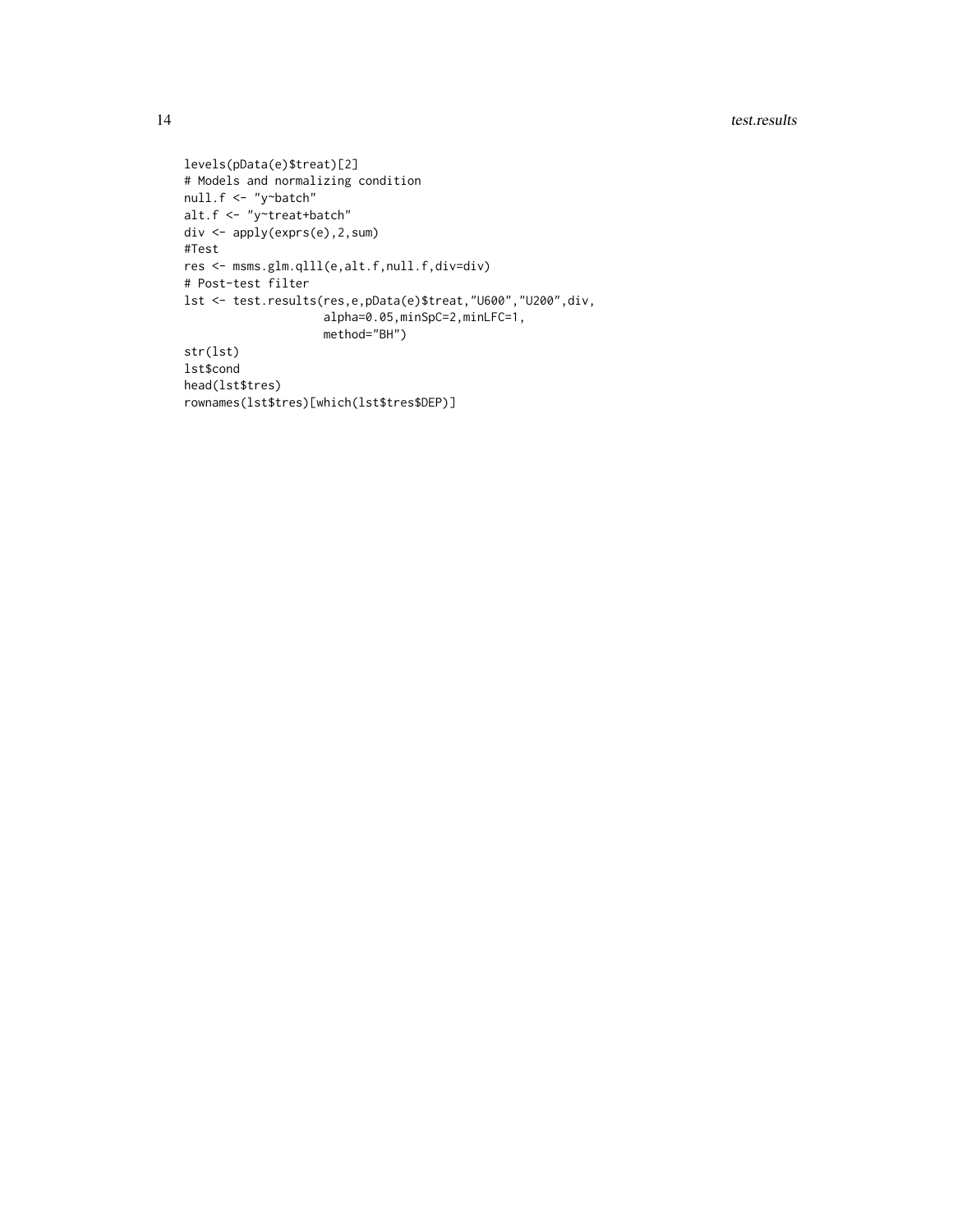```
levels(pData(e)$treat)[2]
# Models and normalizing condition
null.f <- "y~batch"
alt.f <- "y~treat+batch"
div <- apply(exprs(e),2,sum)
#Test
res <- msms.glm.qlll(e,alt.f,null.f,div=div)
# Post-test filter
lst <- test.results(res,e,pData(e)$treat,"U600","U200",div,
                    alpha=0.05,minSpC=2,minLFC=1,
                    method="BH")
str(lst)
lst$cond
head(lst$tres)
rownames(lst$tres)[which(lst$tres$DEP)]
```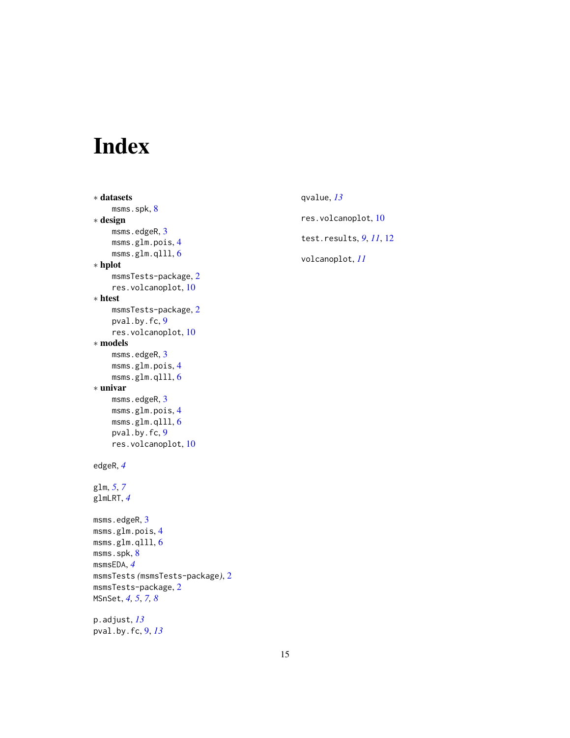# Index

∗ **datasets**
  msms.spk, 8
∗ **design**
  msms.edgeR, 3
  msms.glm.pois, 4
  msms.glm.qlll, 6
∗ **hplot**
  msmsTests-package, 2
  res.volcanoplot, 10
∗ **htest**
  msmsTests-package, 2
  pval.by.fc, 9
  res.volcanoplot, 10
∗ **models**
  msms.edgeR, 3
  msms.glm.pois, 4
  msms.glm.qlll, 6
∗ **univar**
  msms.edgeR, 3
  msms.glm.pois, 4
  msms.glm.qlll, 6
  pval.by.fc, 9
  res.volcanoplot, 10

edgeR, *4*

glm, *5*, *7*
glmLRT, *4*

msms.edgeR, 3
msms.glm.pois, 4
msms.glm.qlll, 6
msms.spk, 8
msmsEDA, *4*
msmsTests *(*msmsTests-package*)*, 2
msmsTests-package, 2
MSnSet, *4*, *5*, *7*, *8*

p.adjust, *13*
pval.by.fc, 9, *13*

qvalue, *13*

res.volcanoplot, 10

test.results, *9*, *11*, 12

volcanoplot, *11*